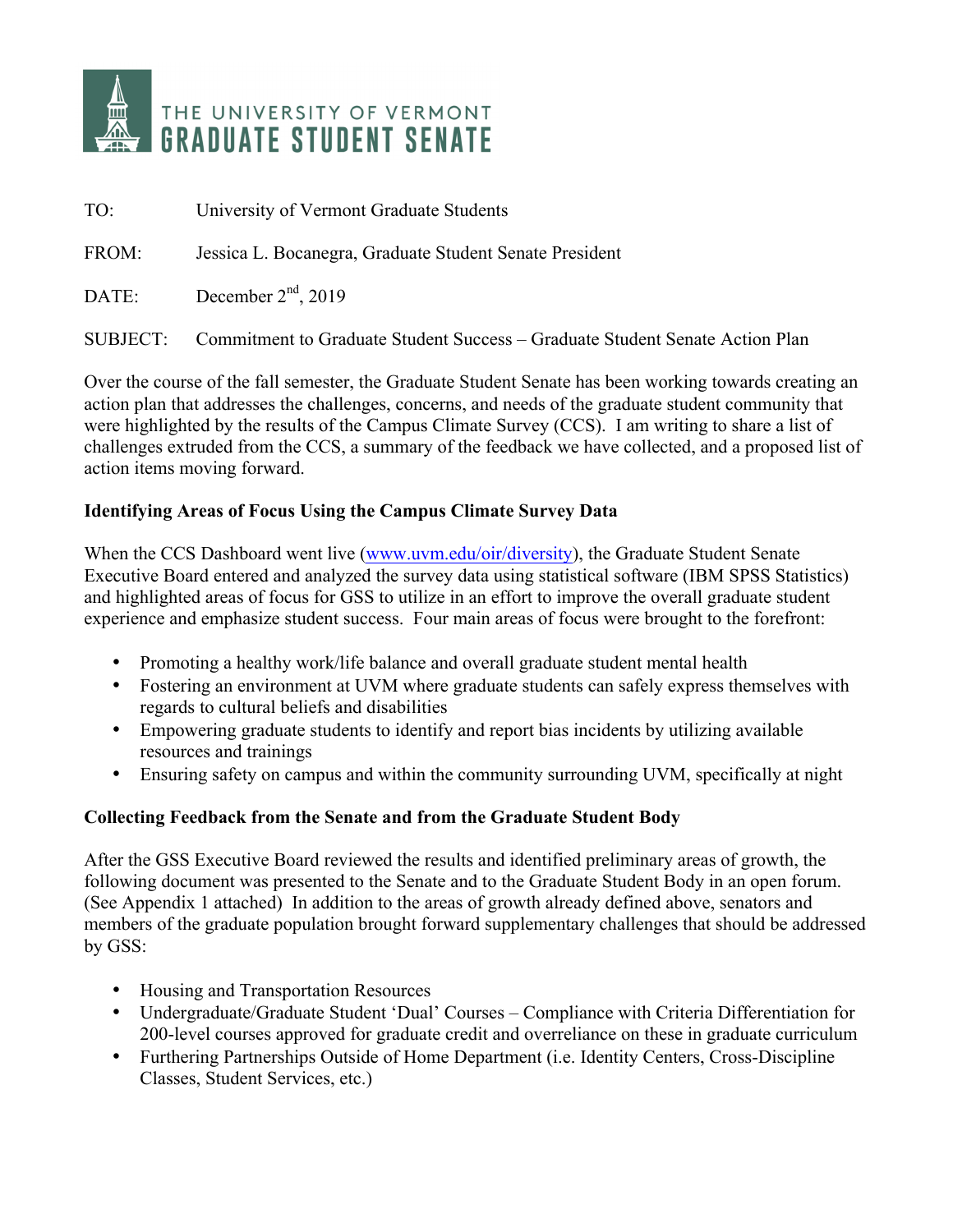# THE UNIVERSITY OF VERMONT GRADUATE STUDENT SENATE

TO: University of Vermont Graduate Students

FROM: Jessica L. Bocanegra, Graduate Student Senate President

DATE: December 2nd, 2019

SUBJECT: Commitment to Graduate Student Success – Graduate Student Senate Action Plan

Over the course of the fall semester, the Graduate Student Senate has been working towards creating an action plan that addresses the challenges, concerns, and needs of the graduate student community that were highlighted by the results of the Campus Climate Survey (CCS). I am writing to share a list of challenges extruded from the CCS, a summary of the feedback we have collected, and a proposed list of action items moving forward.

**Identifying Areas of Focus Using the Campus Climate Survey Data**

When the CCS Dashboard went live (www.uvm.edu/oir/diversity), the Graduate Student Senate Executive Board entered and analyzed the survey data using statistical software (IBM SPSS Statistics) and highlighted areas of focus for GSS to utilize in an effort to improve the overall graduate student experience and emphasize student success. Four main areas of focus were brought to the forefront:

- Promoting a healthy work/life balance and overall graduate student mental health
- Fostering an environment at UVM where graduate students can safely express themselves with regards to cultural beliefs and disabilities
- Empowering graduate students to identify and report bias incidents by utilizing available resources and trainings
- Ensuring safety on campus and within the community surrounding UVM, specifically at night

**Collecting Feedback from the Senate and from the Graduate Student Body**

After the GSS Executive Board reviewed the results and identified preliminary areas of growth, the following document was presented to the Senate and to the Graduate Student Body in an open forum. (See Appendix 1 attached) In addition to the areas of growth already defined above, senators and members of the graduate population brought forward supplementary challenges that should be addressed by GSS:

- Housing and Transportation Resources
- Undergraduate/Graduate Student 'Dual' Courses – Compliance with Criteria Differentiation for 200-level courses approved for graduate credit and overreliance on these in graduate curriculum
- Furthering Partnerships Outside of Home Department (i.e. Identity Centers, Cross-Discipline Classes, Student Services, etc.)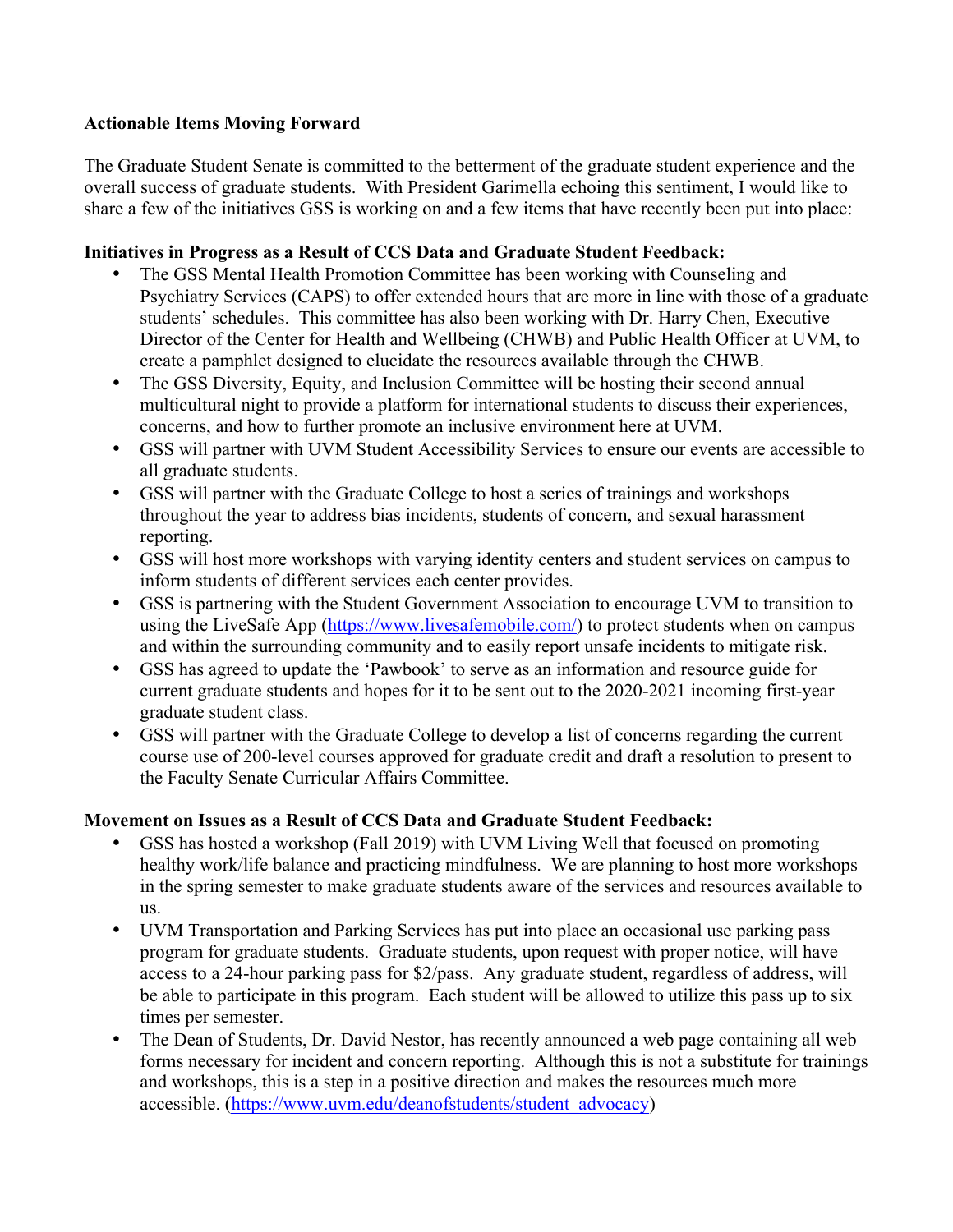**Actionable Items Moving Forward**

The Graduate Student Senate is committed to the betterment of the graduate student experience and the overall success of graduate students. With President Garimella echoing this sentiment, I would like to share a few of the initiatives GSS is working on and a few items that have recently been put into place:

**Initiatives in Progress as a Result of CCS Data and Graduate Student Feedback:**

- The GSS Mental Health Promotion Committee has been working with Counseling and Psychiatry Services (CAPS) to offer extended hours that are more in line with those of a graduate students' schedules. This committee has also been working with Dr. Harry Chen, Executive Director of the Center for Health and Wellbeing (CHWB) and Public Health Officer at UVM, to create a pamphlet designed to elucidate the resources available through the CHWB.
- The GSS Diversity, Equity, and Inclusion Committee will be hosting their second annual multicultural night to provide a platform for international students to discuss their experiences, concerns, and how to further promote an inclusive environment here at UVM.
- GSS will partner with UVM Student Accessibility Services to ensure our events are accessible to all graduate students.
- GSS will partner with the Graduate College to host a series of trainings and workshops throughout the year to address bias incidents, students of concern, and sexual harassment reporting.
- GSS will host more workshops with varying identity centers and student services on campus to inform students of different services each center provides.
- GSS is partnering with the Student Government Association to encourage UVM to transition to using the LiveSafe App (https://www.livesafemobile.com/) to protect students when on campus and within the surrounding community and to easily report unsafe incidents to mitigate risk.
- GSS has agreed to update the 'Pawbook' to serve as an information and resource guide for current graduate students and hopes for it to be sent out to the 2020-2021 incoming first-year graduate student class.
- GSS will partner with the Graduate College to develop a list of concerns regarding the current course use of 200-level courses approved for graduate credit and draft a resolution to present to the Faculty Senate Curricular Affairs Committee.

**Movement on Issues as a Result of CCS Data and Graduate Student Feedback:**

- GSS has hosted a workshop (Fall 2019) with UVM Living Well that focused on promoting healthy work/life balance and practicing mindfulness. We are planning to host more workshops in the spring semester to make graduate students aware of the services and resources available to us.
- UVM Transportation and Parking Services has put into place an occasional use parking pass program for graduate students. Graduate students, upon request with proper notice, will have access to a 24-hour parking pass for $2/pass. Any graduate student, regardless of address, will be able to participate in this program. Each student will be allowed to utilize this pass up to six times per semester.
- The Dean of Students, Dr. David Nestor, has recently announced a web page containing all web forms necessary for incident and concern reporting. Although this is not a substitute for trainings and workshops, this is a step in a positive direction and makes the resources much more accessible. (https://www.uvm.edu/deanofstudents/student_advocacy)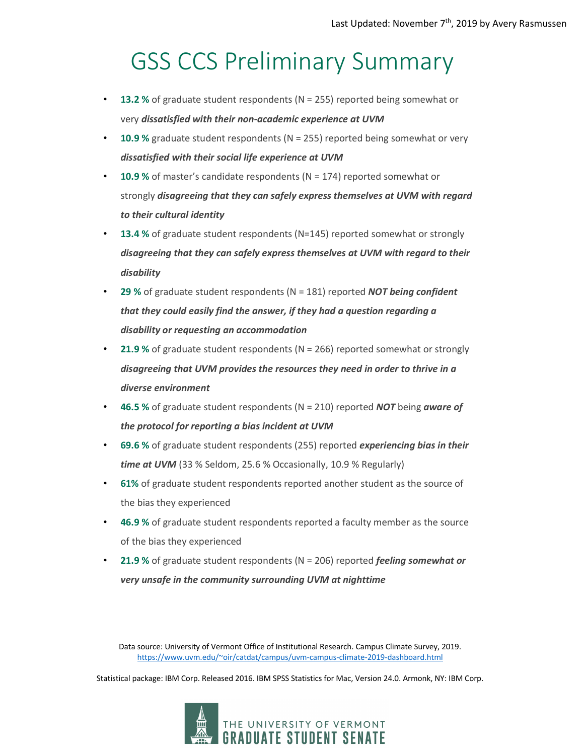Last Updated: November 7th, 2019 by Avery Rasmussen

# GSS CCS Preliminary Summary

- **13.2 %** of graduate student respondents (N = 255) reported being somewhat or very ***dissatisfied with their non-academic experience at UVM***
- **10.9 %** graduate student respondents (N = 255) reported being somewhat or very ***dissatisfied with their social life experience at UVM***
- **10.9 %** of master's candidate respondents (N = 174) reported somewhat or strongly ***disagreeing that they can safely express themselves at UVM with regard to their cultural identity***
- **13.4 %** of graduate student respondents (N=145) reported somewhat or strongly ***disagreeing that they can safely express themselves at UVM with regard to their disability***
- **29 %** of graduate student respondents (N = 181) reported ***NOT being confident that they could easily find the answer, if they had a question regarding a disability or requesting an accommodation***
- **21.9 %** of graduate student respondents (N = 266) reported somewhat or strongly ***disagreeing that UVM provides the resources they need in order to thrive in a diverse environment***
- **46.5 %** of graduate student respondents (N = 210) reported ***NOT*** being ***aware of the protocol for reporting a bias incident at UVM***
- **69.6 %** of graduate student respondents (255) reported ***experiencing bias in their time at UVM*** (33 % Seldom, 25.6 % Occasionally, 10.9 % Regularly)
- **61%** of graduate student respondents reported another student as the source of the bias they experienced
- **46.9 %** of graduate student respondents reported a faculty member as the source of the bias they experienced
- **21.9 %** of graduate student respondents (N = 206) reported ***feeling somewhat or very unsafe in the community surrounding UVM at nighttime***

Data source: University of Vermont Office of Institutional Research. Campus Climate Survey, 2019.
https://www.uvm.edu/~oir/catdat/campus/uvm-campus-climate-2019-dashboard.html

Statistical package: IBM Corp. Released 2016. IBM SPSS Statistics for Mac, Version 24.0. Armonk, NY: IBM Corp.

THE UNIVERSITY OF VERMONT
GRADUATE STUDENT SENATE